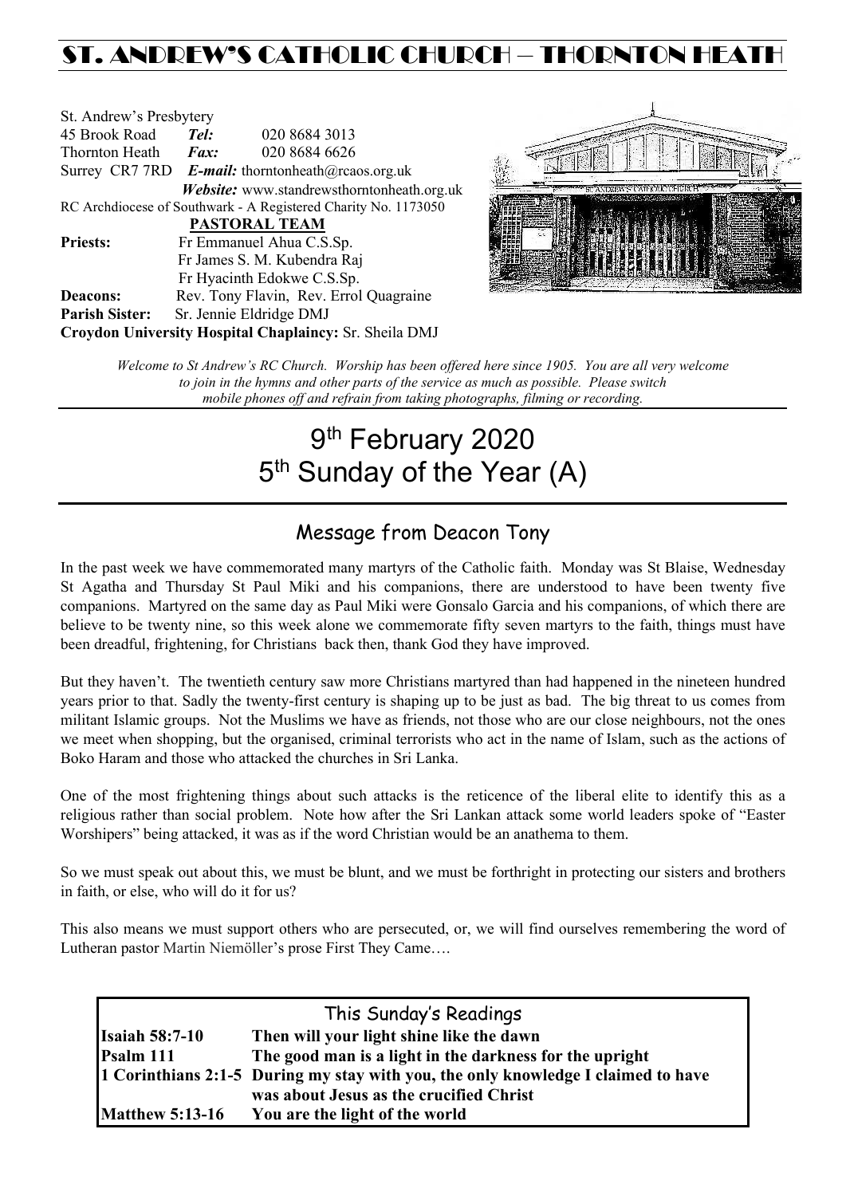# ST. ANDREW'S CATHOLIC CHURCH – THORNTON HEATH

St. Andrew's Presbytery
45 Brook Road *Tel:* 020 8684 3013
Thornton Heath *Fax:* 020 8684 6626
Surrey CR7 7RD *E-mail:* thorntonheath@rcaos.org.uk
*Website:* www.standrewsthorntonheath.org.uk
RC Archdiocese of Southwark - A Registered Charity No. 1173050

**PASTORAL TEAM**

**Priests:** Fr Emmanuel Ahua C.S.Sp.
Fr James S. M. Kubendra Raj
Fr Hyacinth Edokwe C.S.Sp.
**Deacons:** Rev. Tony Flavin, Rev. Errol Quagraine
**Parish Sister:** Sr. Jennie Eldridge DMJ
**Croydon University Hospital Chaplaincy:** Sr. Sheila DMJ

*Welcome to St Andrew's RC Church. Worship has been offered here since 1905. You are all very welcome to join in the hymns and other parts of the service as much as possible. Please switch mobile phones off and refrain from taking photographs, filming or recording.*

# 9th February 2020
# 5th Sunday of the Year (A)

## Message from Deacon Tony

In the past week we have commemorated many martyrs of the Catholic faith. Monday was St Blaise, Wednesday St Agatha and Thursday St Paul Miki and his companions, there are understood to have been twenty five companions. Martyred on the same day as Paul Miki were Gonsalo Garcia and his companions, of which there are believe to be twenty nine, so this week alone we commemorate fifty seven martyrs to the faith, things must have been dreadful, frightening, for Christians back then, thank God they have improved.

But they haven't. The twentieth century saw more Christians martyred than had happened in the nineteen hundred years prior to that. Sadly the twenty-first century is shaping up to be just as bad. The big threat to us comes from militant Islamic groups. Not the Muslims we have as friends, not those who are our close neighbours, not the ones we meet when shopping, but the organised, criminal terrorists who act in the name of Islam, such as the actions of Boko Haram and those who attacked the churches in Sri Lanka.

One of the most frightening things about such attacks is the reticence of the liberal elite to identify this as a religious rather than social problem. Note how after the Sri Lankan attack some world leaders spoke of "Easter Worshipers" being attacked, it was as if the word Christian would be an anathema to them.

So we must speak out about this, we must be blunt, and we must be forthright in protecting our sisters and brothers in faith, or else, who will do it for us?

This also means we must support others who are persecuted, or, we will find ourselves remembering the word of Lutheran pastor Martin Niemöller's prose First They Came….

## This Sunday's Readings

| | |
|---|---|
| **Isaiah 58:7-10** | **Then will your light shine like the dawn** |
| **Psalm 111** | **The good man is a light in the darkness for the upright** |
| **1 Corinthians 2:1-5** | **During my stay with you, the only knowledge I claimed to have was about Jesus as the crucified Christ** |
| **Matthew 5:13-16** | **You are the light of the world** |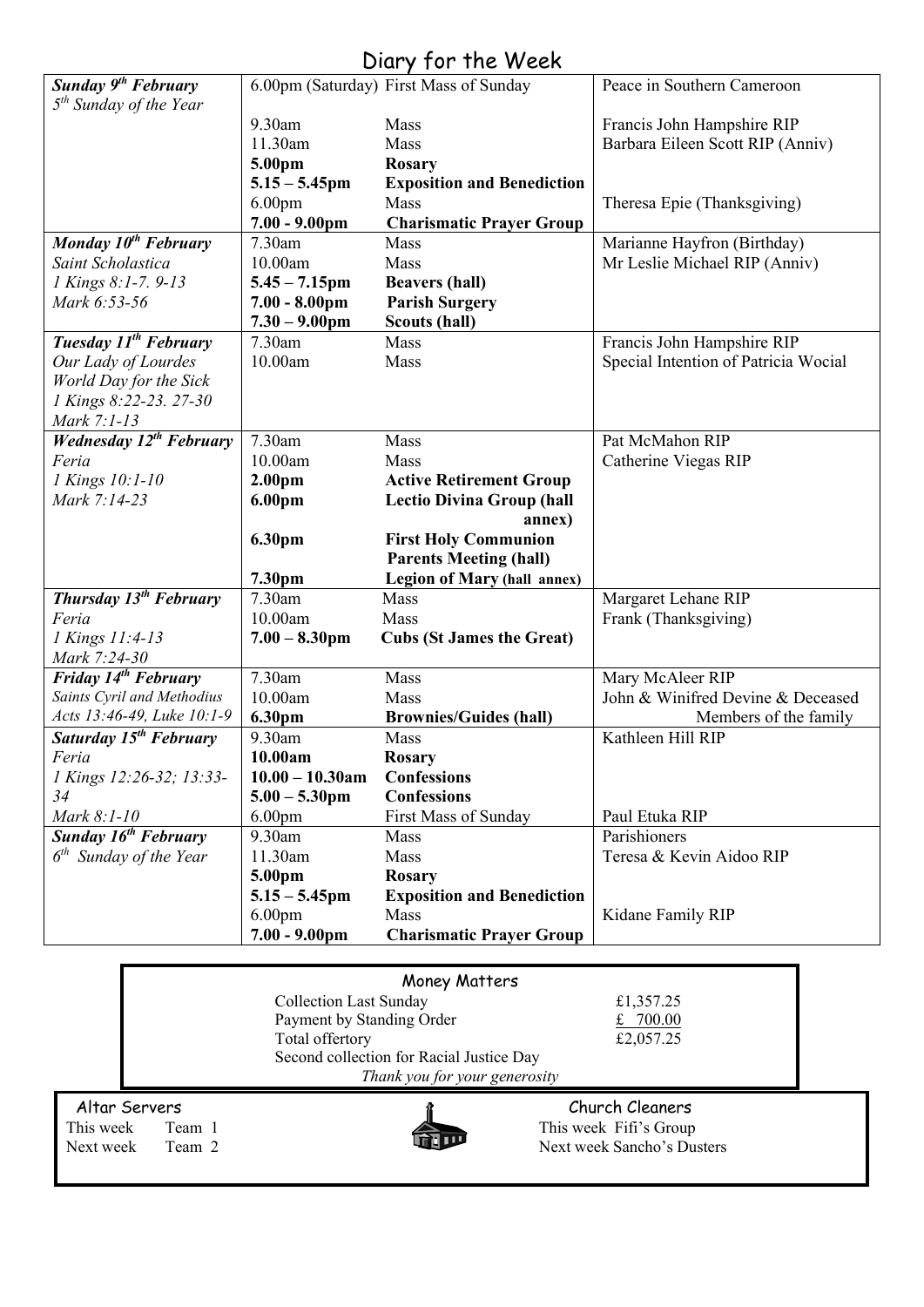# Diary for the Week

| Day | Time | Event | Intention |
|---|---|---|---|
| ***Sunday 9th February*** | 6.00pm (Saturday) | First Mass of Sunday | Peace in Southern Cameroon |
| *5th Sunday of the Year* | 9.30am | Mass | Francis John Hampshire RIP |
| | 11.30am | Mass | Barbara Eileen Scott RIP (Anniv) |
| | **5.00pm** | **Rosary** | |
| | **5.15 – 5.45pm** | **Exposition and Benediction** | |
| | 6.00pm | Mass | Theresa Epie (Thanksgiving) |
| | **7.00 - 9.00pm** | **Charismatic Prayer Group** | |
| ***Monday 10th February*** | 7.30am | Mass | Marianne Hayfron (Birthday) |
| *Saint Scholastica* | 10.00am | Mass | Mr Leslie Michael RIP (Anniv) |
| *1 Kings 8:1-7. 9-13* | **5.45 – 7.15pm** | **Beavers (hall)** | |
| *Mark 6:53-56* | **7.00 - 8.00pm** | **Parish Surgery** | |
| | **7.30 – 9.00pm** | **Scouts (hall)** | |
| ***Tuesday 11th February*** | 7.30am | Mass | Francis John Hampshire RIP |
| *Our Lady of Lourdes* | 10.00am | Mass | Special Intention of Patricia Wocial |
| *World Day for the Sick* | | | |
| *1 Kings 8:22-23. 27-30* | | | |
| *Mark 7:1-13* | | | |
| ***Wednesday 12th February*** | 7.30am | Mass | Pat McMahon RIP |
| *Feria* | 10.00am | Mass | Catherine Viegas RIP |
| *1 Kings 10:1-10* | **2.00pm** | **Active Retirement Group** | |
| *Mark 7:14-23* | **6.00pm** | **Lectio Divina Group (hall annex)** | |
| | **6.30pm** | **First Holy Communion Parents Meeting (hall)** | |
| | **7.30pm** | **Legion of Mary (hall annex)** | |
| ***Thursday 13th February*** | 7.30am | Mass | Margaret Lehane RIP |
| *Feria* | 10.00am | Mass | Frank (Thanksgiving) |
| *1 Kings 11:4-13* | **7.00 – 8.30pm** | **Cubs (St James the Great)** | |
| *Mark 7:24-30* | | | |
| ***Friday 14th February*** | 7.30am | Mass | Mary McAleer RIP |
| *Saints Cyril and Methodius* | 10.00am | Mass | John & Winifred Devine & Deceased Members of the family |
| *Acts 13:46-49, Luke 10:1-9* | **6.30pm** | **Brownies/Guides (hall)** | |
| ***Saturday 15th February*** | 9.30am | Mass | Kathleen Hill RIP |
| *Feria* | **10.00am** | **Rosary** | |
| *1 Kings 12:26-32; 13:33-34* | **10.00 – 10.30am** | **Confessions** | |
| *Mark 8:1-10* | **5.00 – 5.30pm** | **Confessions** | |
| | 6.00pm | First Mass of Sunday | Paul Etuka RIP |
| ***Sunday 16th February*** | 9.30am | Mass | Parishioners |
| *6th Sunday of the Year* | 11.30am | Mass | Teresa & Kevin Aidoo RIP |
| | **5.00pm** | **Rosary** | |
| | **5.15 – 5.45pm** | **Exposition and Benediction** | |
| | 6.00pm | Mass | Kidane Family RIP |
| | **7.00 - 9.00pm** | **Charismatic Prayer Group** | |

## Money Matters

| | |
|---|---|
| Collection Last Sunday | £1,357.25 |
| Payment by Standing Order | £ 700.00 |
| Total offertory | £2,057.25 |

Second collection for Racial Justice Day

*Thank you for your generosity*

**Altar Servers**

This week Team 1
Next week Team 2

**Church Cleaners**

This week Fifi's Group
Next week Sancho's Dusters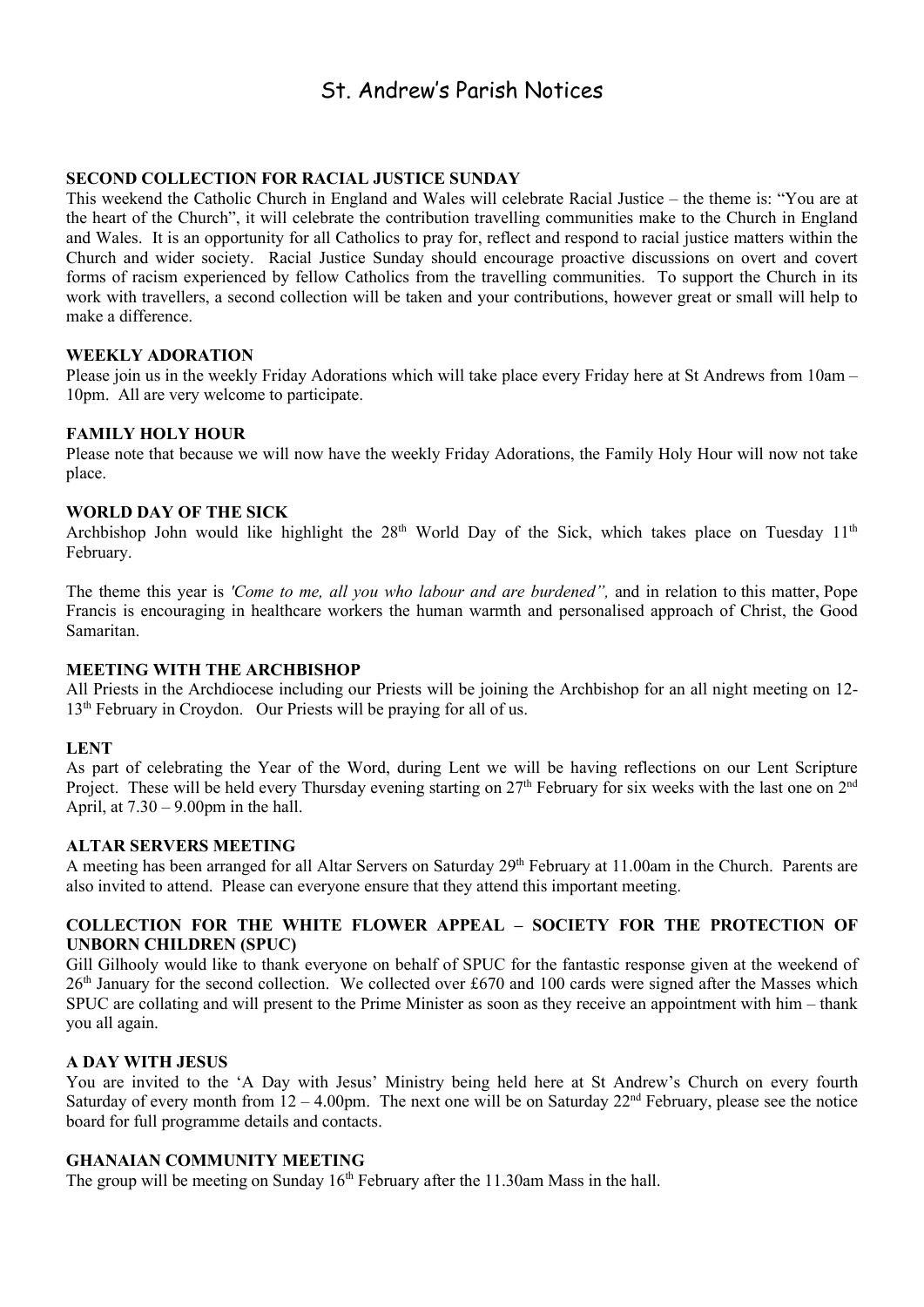# St. Andrew's Parish Notices

**SECOND COLLECTION FOR RACIAL JUSTICE SUNDAY**

This weekend the Catholic Church in England and Wales will celebrate Racial Justice – the theme is: "You are at the heart of the Church", it will celebrate the contribution travelling communities make to the Church in England and Wales. It is an opportunity for all Catholics to pray for, reflect and respond to racial justice matters within the Church and wider society. Racial Justice Sunday should encourage proactive discussions on overt and covert forms of racism experienced by fellow Catholics from the travelling communities. To support the Church in its work with travellers, a second collection will be taken and your contributions, however great or small will help to make a difference.

**WEEKLY ADORATION**

Please join us in the weekly Friday Adorations which will take place every Friday here at St Andrews from 10am – 10pm. All are very welcome to participate.

**FAMILY HOLY HOUR**

Please note that because we will now have the weekly Friday Adorations, the Family Holy Hour will now not take place.

**WORLD DAY OF THE SICK**

Archbishop John would like highlight the 28th World Day of the Sick, which takes place on Tuesday 11th February.

The theme this year is *'Come to me, all you who labour and are burdened",* and in relation to this matter, Pope Francis is encouraging in healthcare workers the human warmth and personalised approach of Christ, the Good Samaritan.

**MEETING WITH THE ARCHBISHOP**

All Priests in the Archdiocese including our Priests will be joining the Archbishop for an all night meeting on 12-13th February in Croydon. Our Priests will be praying for all of us.

**LENT**

As part of celebrating the Year of the Word, during Lent we will be having reflections on our Lent Scripture Project. These will be held every Thursday evening starting on 27th February for six weeks with the last one on 2nd April, at 7.30 – 9.00pm in the hall.

**ALTAR SERVERS MEETING**

A meeting has been arranged for all Altar Servers on Saturday 29th February at 11.00am in the Church. Parents are also invited to attend. Please can everyone ensure that they attend this important meeting.

**COLLECTION FOR THE WHITE FLOWER APPEAL – SOCIETY FOR THE PROTECTION OF UNBORN CHILDREN (SPUC)**

Gill Gilhooly would like to thank everyone on behalf of SPUC for the fantastic response given at the weekend of 26th January for the second collection. We collected over £670 and 100 cards were signed after the Masses which SPUC are collating and will present to the Prime Minister as soon as they receive an appointment with him – thank you all again.

**A DAY WITH JESUS**

You are invited to the 'A Day with Jesus' Ministry being held here at St Andrew's Church on every fourth Saturday of every month from 12 – 4.00pm. The next one will be on Saturday 22nd February, please see the notice board for full programme details and contacts.

**GHANAIAN COMMUNITY MEETING**

The group will be meeting on Sunday 16th February after the 11.30am Mass in the hall.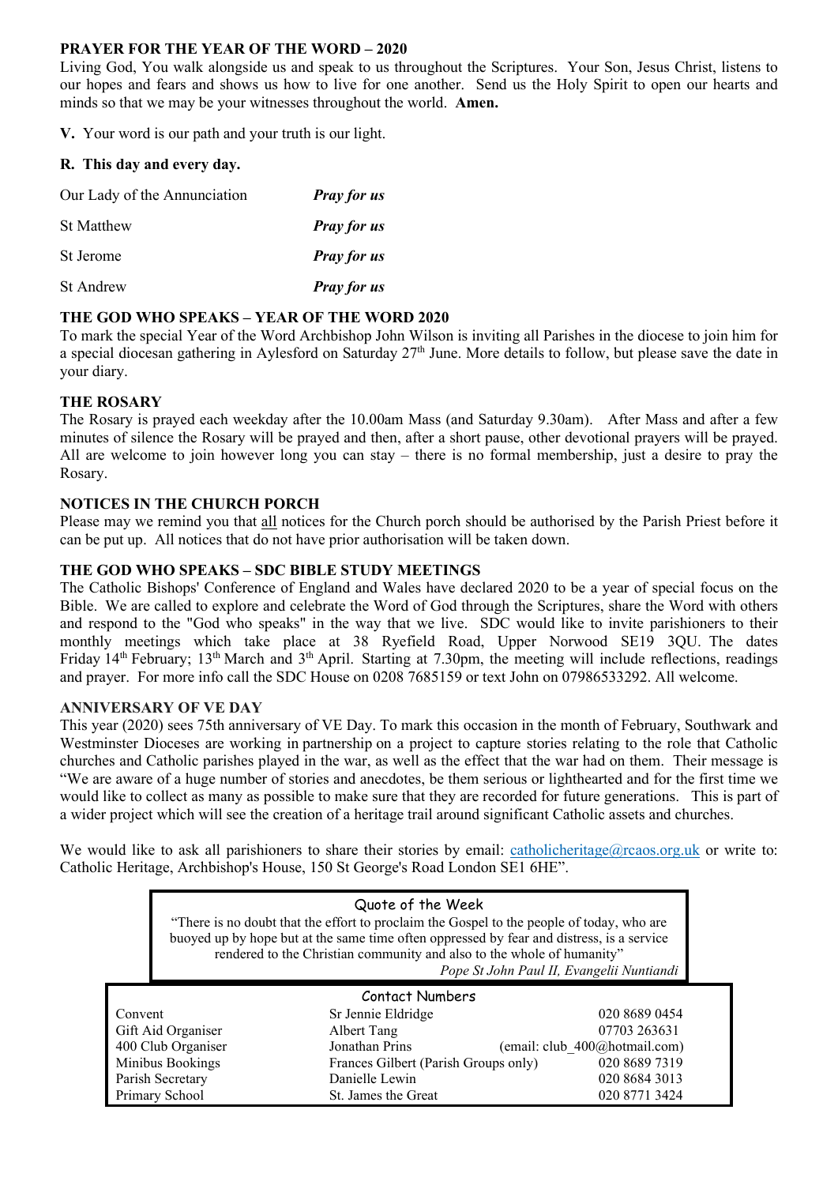## PRAYER FOR THE YEAR OF THE WORD – 2020

Living God, You walk alongside us and speak to us throughout the Scriptures. Your Son, Jesus Christ, listens to our hopes and fears and shows us how to live for one another. Send us the Holy Spirit to open our hearts and minds so that we may be your witnesses throughout the world. **Amen.**

**V.** Your word is our path and your truth is our light.

**R. This day and every day.**

| | |
|---|---|
| Our Lady of the Annunciation | ***Pray for us*** |
| St Matthew | ***Pray for us*** |
| St Jerome | ***Pray for us*** |
| St Andrew | ***Pray for us*** |

## THE GOD WHO SPEAKS – YEAR OF THE WORD 2020

To mark the special Year of the Word Archbishop John Wilson is inviting all Parishes in the diocese to join him for a special diocesan gathering in Aylesford on Saturday 27th June. More details to follow, but please save the date in your diary.

## THE ROSARY

The Rosary is prayed each weekday after the 10.00am Mass (and Saturday 9.30am). After Mass and after a few minutes of silence the Rosary will be prayed and then, after a short pause, other devotional prayers will be prayed. All are welcome to join however long you can stay – there is no formal membership, just a desire to pray the Rosary.

## NOTICES IN THE CHURCH PORCH

Please may we remind you that all notices for the Church porch should be authorised by the Parish Priest before it can be put up. All notices that do not have prior authorisation will be taken down.

## THE GOD WHO SPEAKS – SDC BIBLE STUDY MEETINGS

The Catholic Bishops' Conference of England and Wales have declared 2020 to be a year of special focus on the Bible. We are called to explore and celebrate the Word of God through the Scriptures, share the Word with others and respond to the "God who speaks" in the way that we live. SDC would like to invite parishioners to their monthly meetings which take place at 38 Ryefield Road, Upper Norwood SE19 3QU. The dates Friday 14th February; 13th March and 3th April. Starting at 7.30pm, the meeting will include reflections, readings and prayer. For more info call the SDC House on 0208 7685159 or text John on 07986533292. All welcome.

## ANNIVERSARY OF VE DAY

This year (2020) sees 75th anniversary of VE Day. To mark this occasion in the month of February, Southwark and Westminster Dioceses are working in partnership on a project to capture stories relating to the role that Catholic churches and Catholic parishes played in the war, as well as the effect that the war had on them. Their message is "We are aware of a huge number of stories and anecdotes, be them serious or lighthearted and for the first time we would like to collect as many as possible to make sure that they are recorded for future generations. This is part of a wider project which will see the creation of a heritage trail around significant Catholic assets and churches.

We would like to ask all parishioners to share their stories by email: catholicheritage@rcaos.org.uk or write to: Catholic Heritage, Archbishop's House, 150 St George's Road London SE1 6HE".

**Quote of the Week**

"There is no doubt that the effort to proclaim the Gospel to the people of today, who are buoyed up by hope but at the same time often oppressed by fear and distress, is a service rendered to the Christian community and also to the whole of humanity"

*Pope St John Paul II, Evangelii Nuntiandi*

**Contact Numbers**

| | | |
|---|---|---|
| Convent | Sr Jennie Eldridge | 020 8689 0454 |
| Gift Aid Organiser | Albert Tang | 07703 263631 |
| 400 Club Organiser | Jonathan Prins | (email: club_400@hotmail.com) |
| Minibus Bookings | Frances Gilbert (Parish Groups only) | 020 8689 7319 |
| Parish Secretary | Danielle Lewin | 020 8684 3013 |
| Primary School | St. James the Great | 020 8771 3424 |